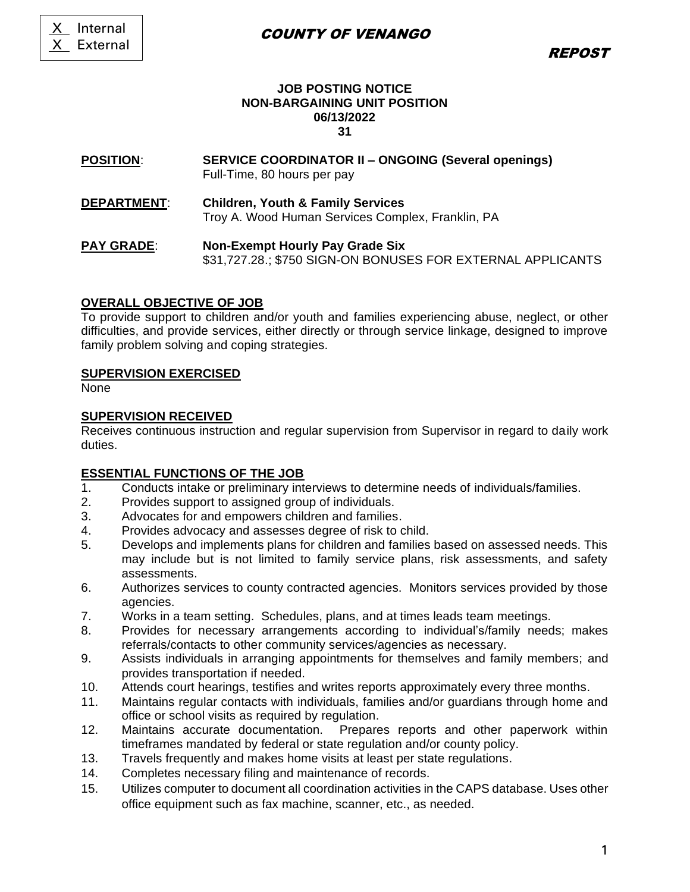X Internal
X External

# COUNTY OF VENANGO

**REPOST**

**JOB POSTING NOTICE**
**NON-BARGAINING UNIT POSITION**
**06/13/2022**
**31**

**POSITION**: **SERVICE COORDINATOR II – ONGOING (Several openings)**
Full-Time, 80 hours per pay

**DEPARTMENT**: **Children, Youth & Family Services**
Troy A. Wood Human Services Complex, Franklin, PA

**PAY GRADE**: **Non-Exempt Hourly Pay Grade Six**
$31,727.28.; $750 SIGN-ON BONUSES FOR EXTERNAL APPLICANTS

## OVERALL OBJECTIVE OF JOB

To provide support to children and/or youth and families experiencing abuse, neglect, or other difficulties, and provide services, either directly or through service linkage, designed to improve family problem solving and coping strategies.

## SUPERVISION EXERCISED

None

## SUPERVISION RECEIVED

Receives continuous instruction and regular supervision from Supervisor in regard to daily work duties.

## ESSENTIAL FUNCTIONS OF THE JOB

1. Conducts intake or preliminary interviews to determine needs of individuals/families.
2. Provides support to assigned group of individuals.
3. Advocates for and empowers children and families.
4. Provides advocacy and assesses degree of risk to child.
5. Develops and implements plans for children and families based on assessed needs. This may include but is not limited to family service plans, risk assessments, and safety assessments.
6. Authorizes services to county contracted agencies. Monitors services provided by those agencies.
7. Works in a team setting. Schedules, plans, and at times leads team meetings.
8. Provides for necessary arrangements according to individual's/family needs; makes referrals/contacts to other community services/agencies as necessary.
9. Assists individuals in arranging appointments for themselves and family members; and provides transportation if needed.
10. Attends court hearings, testifies and writes reports approximately every three months.
11. Maintains regular contacts with individuals, families and/or guardians through home and office or school visits as required by regulation.
12. Maintains accurate documentation. Prepares reports and other paperwork within timeframes mandated by federal or state regulation and/or county policy.
13. Travels frequently and makes home visits at least per state regulations.
14. Completes necessary filing and maintenance of records.
15. Utilizes computer to document all coordination activities in the CAPS database. Uses other office equipment such as fax machine, scanner, etc., as needed.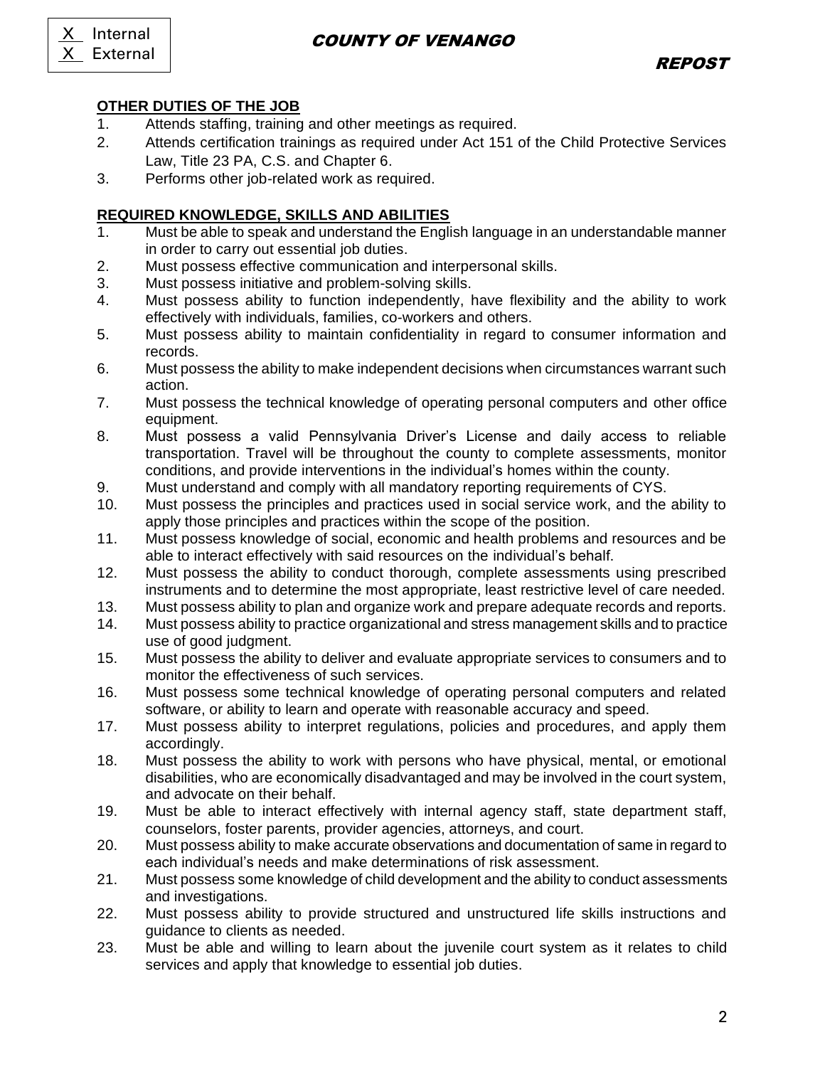**OTHER DUTIES OF THE JOB**

1. Attends staffing, training and other meetings as required.
2. Attends certification trainings as required under Act 151 of the Child Protective Services Law, Title 23 PA, C.S. and Chapter 6.
3. Performs other job-related work as required.

**REQUIRED KNOWLEDGE, SKILLS AND ABILITIES**

1. Must be able to speak and understand the English language in an understandable manner in order to carry out essential job duties.
2. Must possess effective communication and interpersonal skills.
3. Must possess initiative and problem-solving skills.
4. Must possess ability to function independently, have flexibility and the ability to work effectively with individuals, families, co-workers and others.
5. Must possess ability to maintain confidentiality in regard to consumer information and records.
6. Must possess the ability to make independent decisions when circumstances warrant such action.
7. Must possess the technical knowledge of operating personal computers and other office equipment.
8. Must possess a valid Pennsylvania Driver's License and daily access to reliable transportation. Travel will be throughout the county to complete assessments, monitor conditions, and provide interventions in the individual's homes within the county.
9. Must understand and comply with all mandatory reporting requirements of CYS.
10. Must possess the principles and practices used in social service work, and the ability to apply those principles and practices within the scope of the position.
11. Must possess knowledge of social, economic and health problems and resources and be able to interact effectively with said resources on the individual's behalf.
12. Must possess the ability to conduct thorough, complete assessments using prescribed instruments and to determine the most appropriate, least restrictive level of care needed.
13. Must possess ability to plan and organize work and prepare adequate records and reports.
14. Must possess ability to practice organizational and stress management skills and to practice use of good judgment.
15. Must possess the ability to deliver and evaluate appropriate services to consumers and to monitor the effectiveness of such services.
16. Must possess some technical knowledge of operating personal computers and related software, or ability to learn and operate with reasonable accuracy and speed.
17. Must possess ability to interpret regulations, policies and procedures, and apply them accordingly.
18. Must possess the ability to work with persons who have physical, mental, or emotional disabilities, who are economically disadvantaged and may be involved in the court system, and advocate on their behalf.
19. Must be able to interact effectively with internal agency staff, state department staff, counselors, foster parents, provider agencies, attorneys, and court.
20. Must possess ability to make accurate observations and documentation of same in regard to each individual's needs and make determinations of risk assessment.
21. Must possess some knowledge of child development and the ability to conduct assessments and investigations.
22. Must possess ability to provide structured and unstructured life skills instructions and guidance to clients as needed.
23. Must be able and willing to learn about the juvenile court system as it relates to child services and apply that knowledge to essential job duties.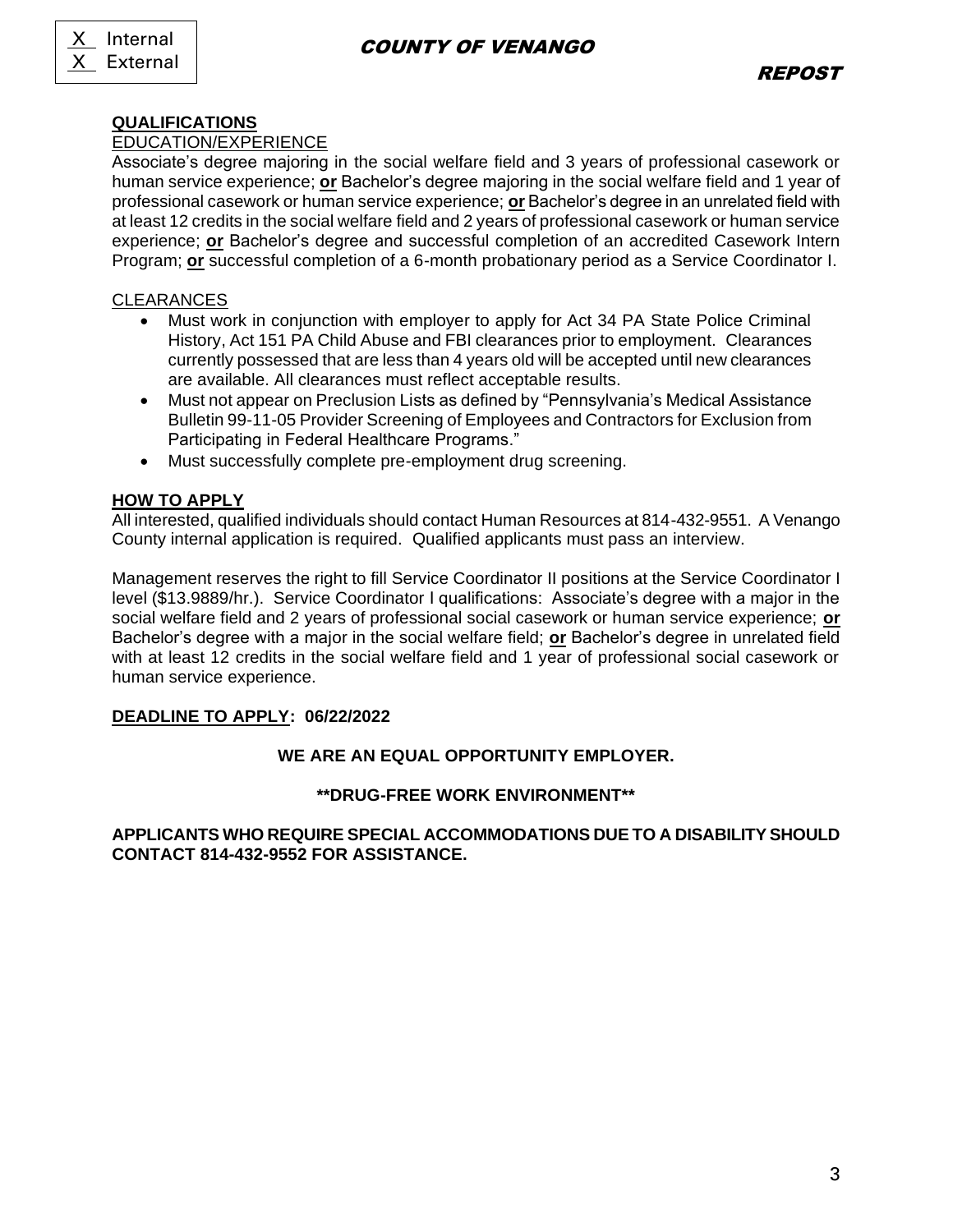X Internal
X External

# COUNTY OF VENANGO

**REPOST**

## QUALIFICATIONS

EDUCATION/EXPERIENCE

Associate's degree majoring in the social welfare field and 3 years of professional casework or human service experience; **or** Bachelor's degree majoring in the social welfare field and 1 year of professional casework or human service experience; **or** Bachelor's degree in an unrelated field with at least 12 credits in the social welfare field and 2 years of professional casework or human service experience; **or** Bachelor's degree and successful completion of an accredited Casework Intern Program; **or** successful completion of a 6-month probationary period as a Service Coordinator I.

CLEARANCES

- Must work in conjunction with employer to apply for Act 34 PA State Police Criminal History, Act 151 PA Child Abuse and FBI clearances prior to employment. Clearances currently possessed that are less than 4 years old will be accepted until new clearances are available. All clearances must reflect acceptable results.
- Must not appear on Preclusion Lists as defined by "Pennsylvania's Medical Assistance Bulletin 99-11-05 Provider Screening of Employees and Contractors for Exclusion from Participating in Federal Healthcare Programs."
- Must successfully complete pre-employment drug screening.

## HOW TO APPLY

All interested, qualified individuals should contact Human Resources at 814-432-9551. A Venango County internal application is required. Qualified applicants must pass an interview.

Management reserves the right to fill Service Coordinator II positions at the Service Coordinator I level ($13.9889/hr.). Service Coordinator I qualifications: Associate's degree with a major in the social welfare field and 2 years of professional social casework or human service experience; **or** Bachelor's degree with a major in the social welfare field; **or** Bachelor's degree in unrelated field with at least 12 credits in the social welfare field and 1 year of professional social casework or human service experience.

**DEADLINE TO APPLY: 06/22/2022**

**WE ARE AN EQUAL OPPORTUNITY EMPLOYER.**

**\*\*DRUG-FREE WORK ENVIRONMENT\*\***

**APPLICANTS WHO REQUIRE SPECIAL ACCOMMODATIONS DUE TO A DISABILITY SHOULD CONTACT 814-432-9552 FOR ASSISTANCE.**